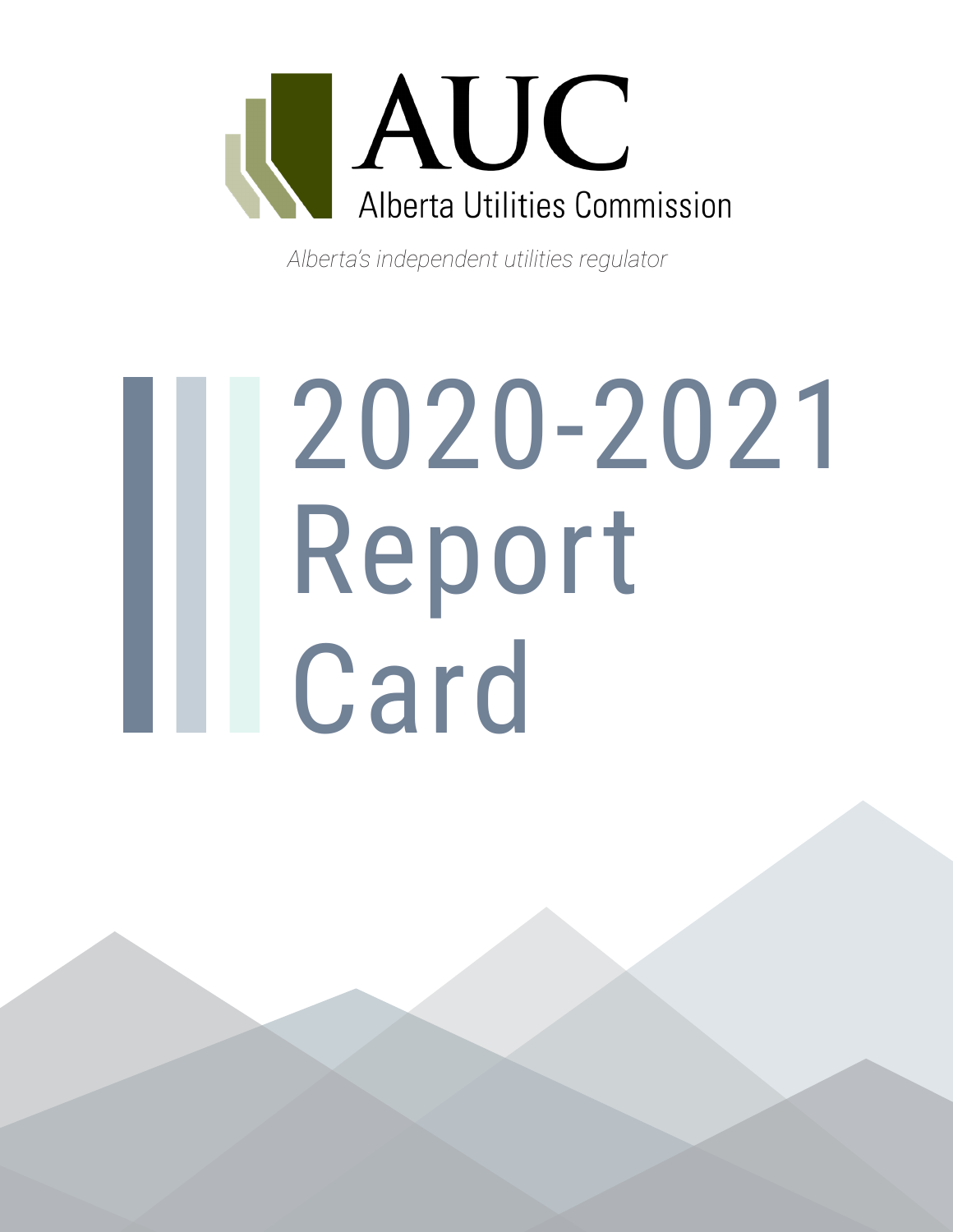AUC

Alberta Utilities Commission

*Alberta's independent utilities regulator*

# 2020-2021 Report Card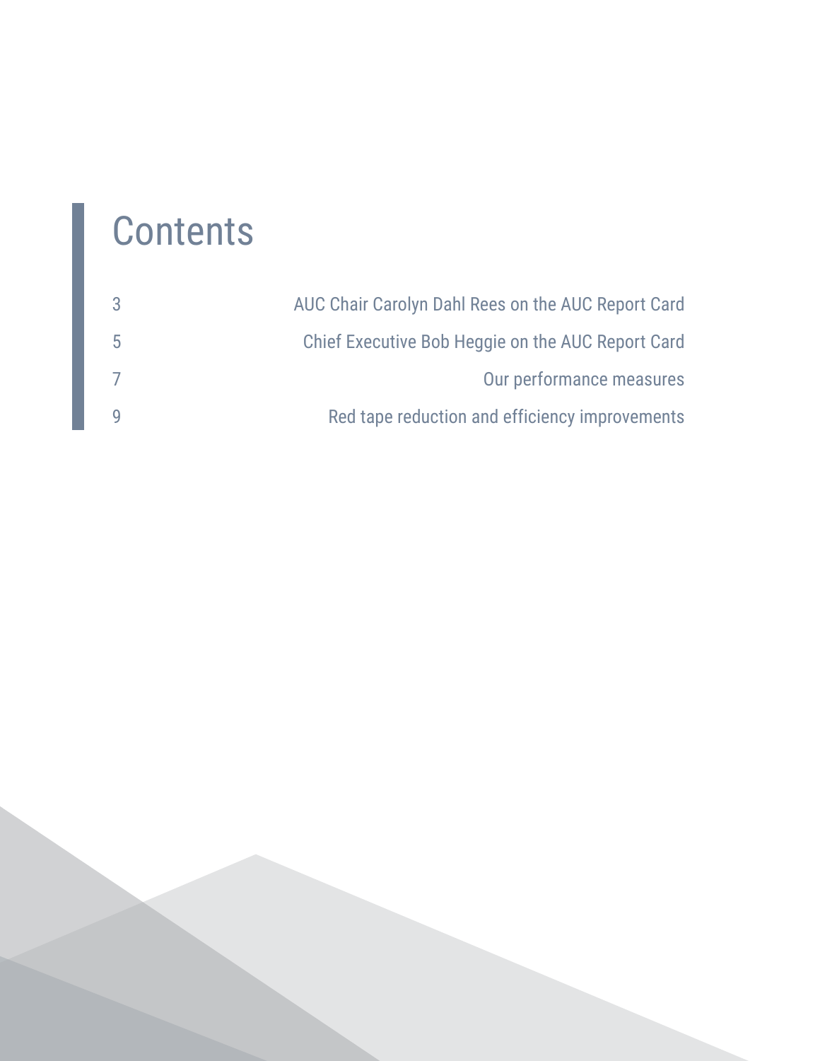# Contents

| | |
|---|---|
| 3 | AUC Chair Carolyn Dahl Rees on the AUC Report Card |
| 5 | Chief Executive Bob Heggie on the AUC Report Card |
| 7 | Our performance measures |
| 9 | Red tape reduction and efficiency improvements |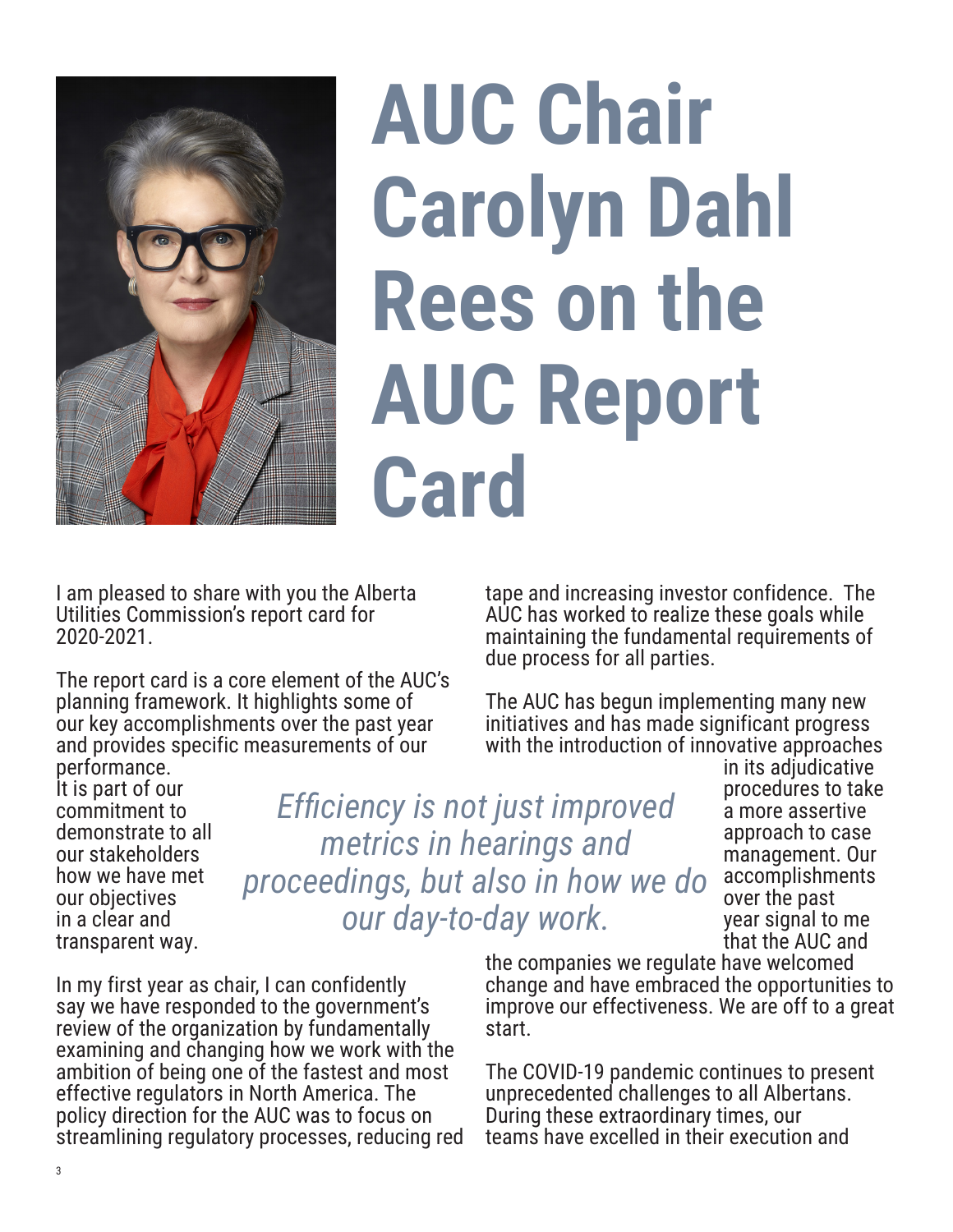# AUC Chair Carolyn Dahl Rees on the AUC Report Card

I am pleased to share with you the Alberta Utilities Commission's report card for 2020-2021.

The report card is a core element of the AUC's planning framework. It highlights some of our key accomplishments over the past year and provides specific measurements of our performance. It is part of our commitment to demonstrate to all our stakeholders how we have met our objectives in a clear and transparent way.

*Efficiency is not just improved metrics in hearings and proceedings, but also in how we do our day-to-day work.*

In my first year as chair, I can confidently say we have responded to the government's review of the organization by fundamentally examining and changing how we work with the ambition of being one of the fastest and most effective regulators in North America. The policy direction for the AUC was to focus on streamlining regulatory processes, reducing red tape and increasing investor confidence. The AUC has worked to realize these goals while maintaining the fundamental requirements of due process for all parties.

The AUC has begun implementing many new initiatives and has made significant progress with the introduction of innovative approaches in its adjudicative procedures to take a more assertive approach to case management. Our accomplishments over the past year signal to me that the AUC and the companies we regulate have welcomed change and have embraced the opportunities to improve our effectiveness. We are off to a great start.

The COVID-19 pandemic continues to present unprecedented challenges to all Albertans. During these extraordinary times, our teams have excelled in their execution and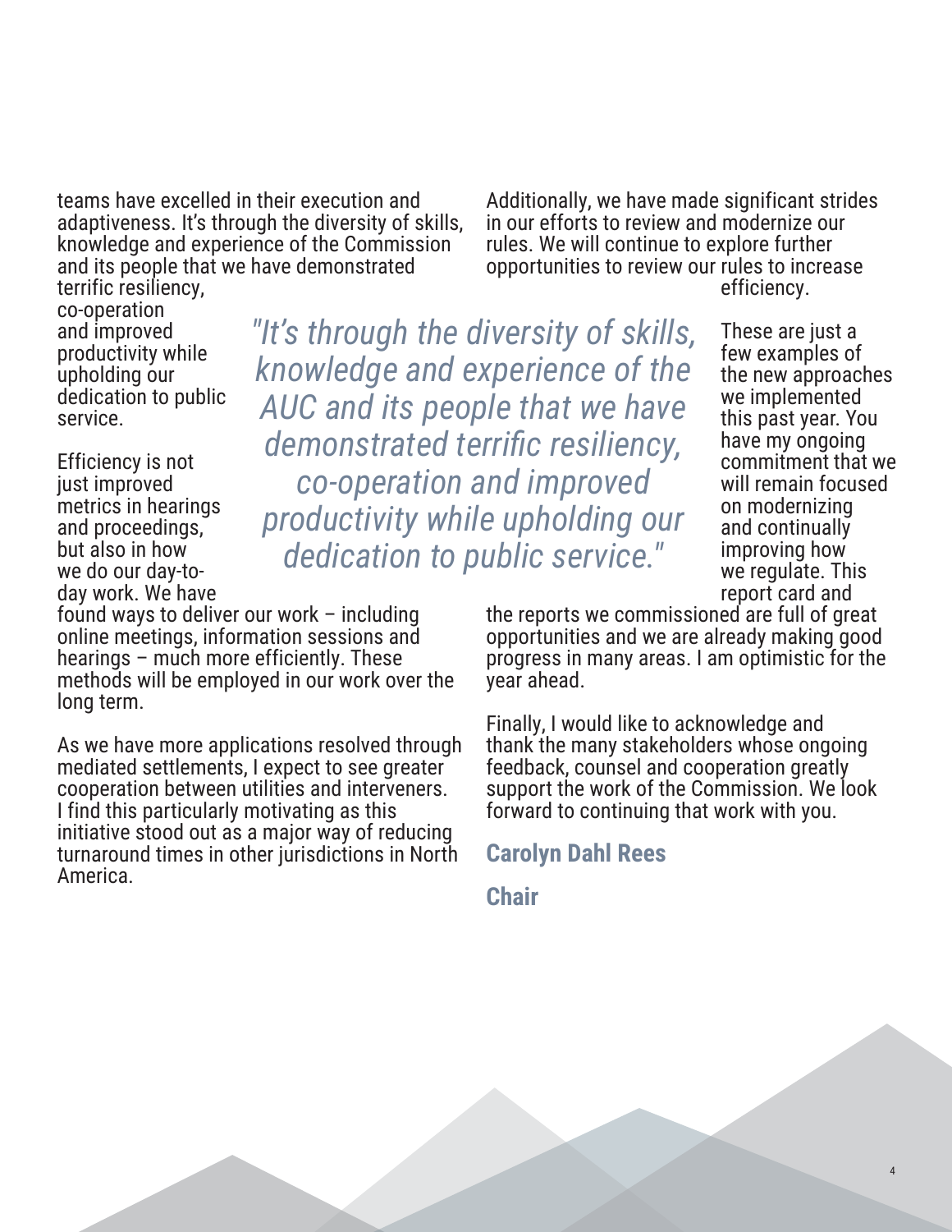teams have excelled in their execution and adaptiveness. It's through the diversity of skills, knowledge and experience of the Commission and its people that we have demonstrated terrific resiliency, co-operation and improved productivity while upholding our dedication to public service.

*"It's through the diversity of skills, knowledge and experience of the AUC and its people that we have demonstrated terrific resiliency, co-operation and improved productivity while upholding our dedication to public service."*

Efficiency is not just improved metrics in hearings and proceedings, but also in how we do our day-to-day work. We have found ways to deliver our work – including online meetings, information sessions and hearings – much more efficiently. These methods will be employed in our work over the long term.

As we have more applications resolved through mediated settlements, I expect to see greater cooperation between utilities and interveners. I find this particularly motivating as this initiative stood out as a major way of reducing turnaround times in other jurisdictions in North America.

Additionally, we have made significant strides in our efforts to review and modernize our rules. We will continue to explore further opportunities to review our rules to increase efficiency.

These are just a few examples of the new approaches we implemented this past year. You have my ongoing commitment that we will remain focused on modernizing and continually improving how we regulate. This report card and the reports we commissioned are full of great opportunities and we are already making good progress in many areas. I am optimistic for the year ahead.

Finally, I would like to acknowledge and thank the many stakeholders whose ongoing feedback, counsel and cooperation greatly support the work of the Commission. We look forward to continuing that work with you.

**Carolyn Dahl Rees**

**Chair**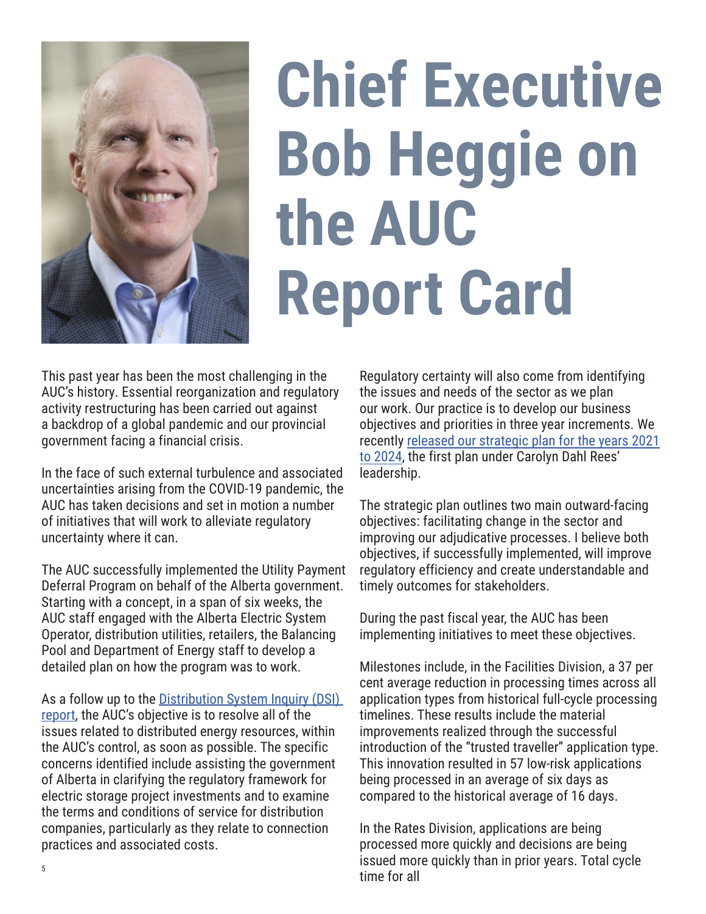# Chief Executive Bob Heggie on the AUC Report Card

This past year has been the most challenging in the AUC's history. Essential reorganization and regulatory activity restructuring has been carried out against a backdrop of a global pandemic and our provincial government facing a financial crisis.

In the face of such external turbulence and associated uncertainties arising from the COVID-19 pandemic, the AUC has taken decisions and set in motion a number of initiatives that will work to alleviate regulatory uncertainty where it can.

The AUC successfully implemented the Utility Payment Deferral Program on behalf of the Alberta government. Starting with a concept, in a span of six weeks, the AUC staff engaged with the Alberta Electric System Operator, distribution utilities, retailers, the Balancing Pool and Department of Energy staff to develop a detailed plan on how the program was to work.

As a follow up to the Distribution System Inquiry (DSI) report, the AUC's objective is to resolve all of the issues related to distributed energy resources, within the AUC's control, as soon as possible. The specific concerns identified include assisting the government of Alberta in clarifying the regulatory framework for electric storage project investments and to examine the terms and conditions of service for distribution companies, particularly as they relate to connection practices and associated costs.

Regulatory certainty will also come from identifying the issues and needs of the sector as we plan our work. Our practice is to develop our business objectives and priorities in three year increments. We recently released our strategic plan for the years 2021 to 2024, the first plan under Carolyn Dahl Rees' leadership.

The strategic plan outlines two main outward-facing objectives: facilitating change in the sector and improving our adjudicative processes. I believe both objectives, if successfully implemented, will improve regulatory efficiency and create understandable and timely outcomes for stakeholders.

During the past fiscal year, the AUC has been implementing initiatives to meet these objectives.

Milestones include, in the Facilities Division, a 37 per cent average reduction in processing times across all application types from historical full-cycle processing timelines. These results include the material improvements realized through the successful introduction of the "trusted traveller" application type. This innovation resulted in 57 low-risk applications being processed in an average of six days as compared to the historical average of 16 days.

In the Rates Division, applications are being processed more quickly and decisions are being issued more quickly than in prior years. Total cycle time for all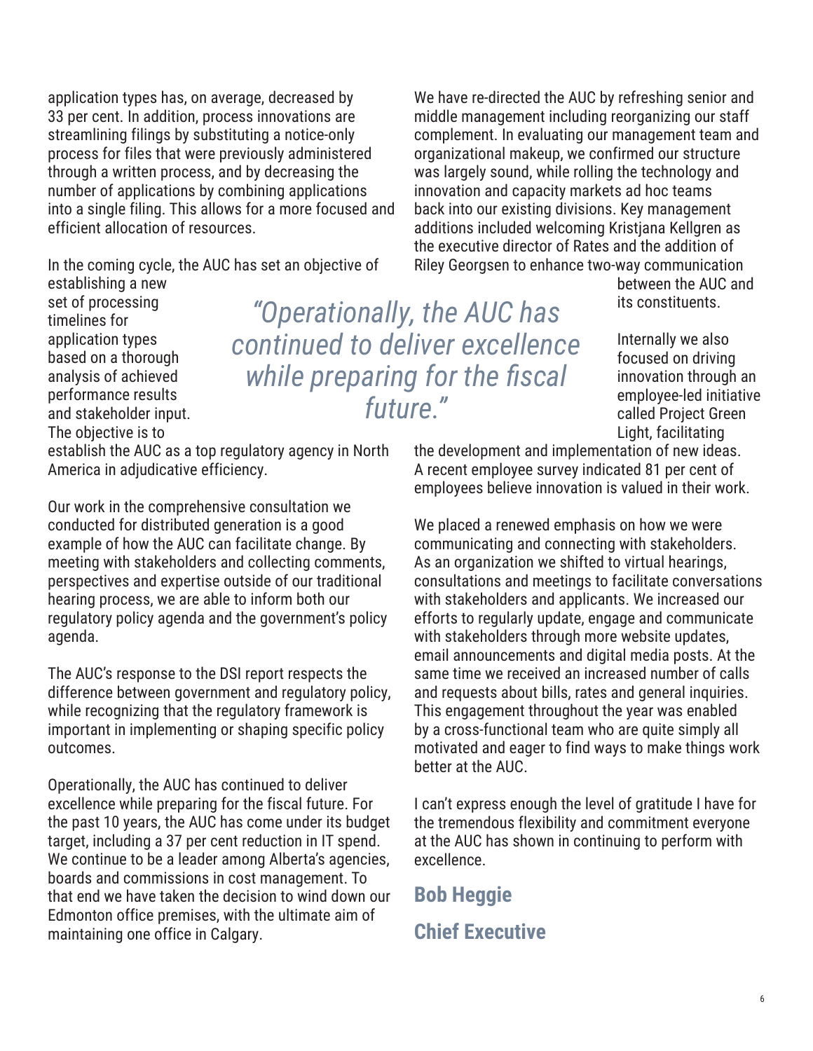application types has, on average, decreased by 33 per cent. In addition, process innovations are streamlining filings by substituting a notice-only process for files that were previously administered through a written process, and by decreasing the number of applications by combining applications into a single filing. This allows for a more focused and efficient allocation of resources.

In the coming cycle, the AUC has set an objective of establishing a new set of processing timelines for application types based on a thorough analysis of achieved performance results and stakeholder input. The objective is to establish the AUC as a top regulatory agency in North America in adjudicative efficiency.

*"Operationally, the AUC has continued to deliver excellence while preparing for the fiscal future."*

Our work in the comprehensive consultation we conducted for distributed generation is a good example of how the AUC can facilitate change. By meeting with stakeholders and collecting comments, perspectives and expertise outside of our traditional hearing process, we are able to inform both our regulatory policy agenda and the government's policy agenda.

The AUC's response to the DSI report respects the difference between government and regulatory policy, while recognizing that the regulatory framework is important in implementing or shaping specific policy outcomes.

Operationally, the AUC has continued to deliver excellence while preparing for the fiscal future. For the past 10 years, the AUC has come under its budget target, including a 37 per cent reduction in IT spend. We continue to be a leader among Alberta's agencies, boards and commissions in cost management. To that end we have taken the decision to wind down our Edmonton office premises, with the ultimate aim of maintaining one office in Calgary.

We have re-directed the AUC by refreshing senior and middle management including reorganizing our staff complement. In evaluating our management team and organizational makeup, we confirmed our structure was largely sound, while rolling the technology and innovation and capacity markets ad hoc teams back into our existing divisions. Key management additions included welcoming Kristjana Kellgren as the executive director of Rates and the addition of Riley Georgsen to enhance two-way communication between the AUC and its constituents.

Internally we also focused on driving innovation through an employee-led initiative called Project Green Light, facilitating the development and implementation of new ideas. A recent employee survey indicated 81 per cent of employees believe innovation is valued in their work.

We placed a renewed emphasis on how we were communicating and connecting with stakeholders. As an organization we shifted to virtual hearings, consultations and meetings to facilitate conversations with stakeholders and applicants. We increased our efforts to regularly update, engage and communicate with stakeholders through more website updates, email announcements and digital media posts. At the same time we received an increased number of calls and requests about bills, rates and general inquiries. This engagement throughout the year was enabled by a cross-functional team who are quite simply all motivated and eager to find ways to make things work better at the AUC.

I can't express enough the level of gratitude I have for the tremendous flexibility and commitment everyone at the AUC has shown in continuing to perform with excellence.

**Bob Heggie**

**Chief Executive**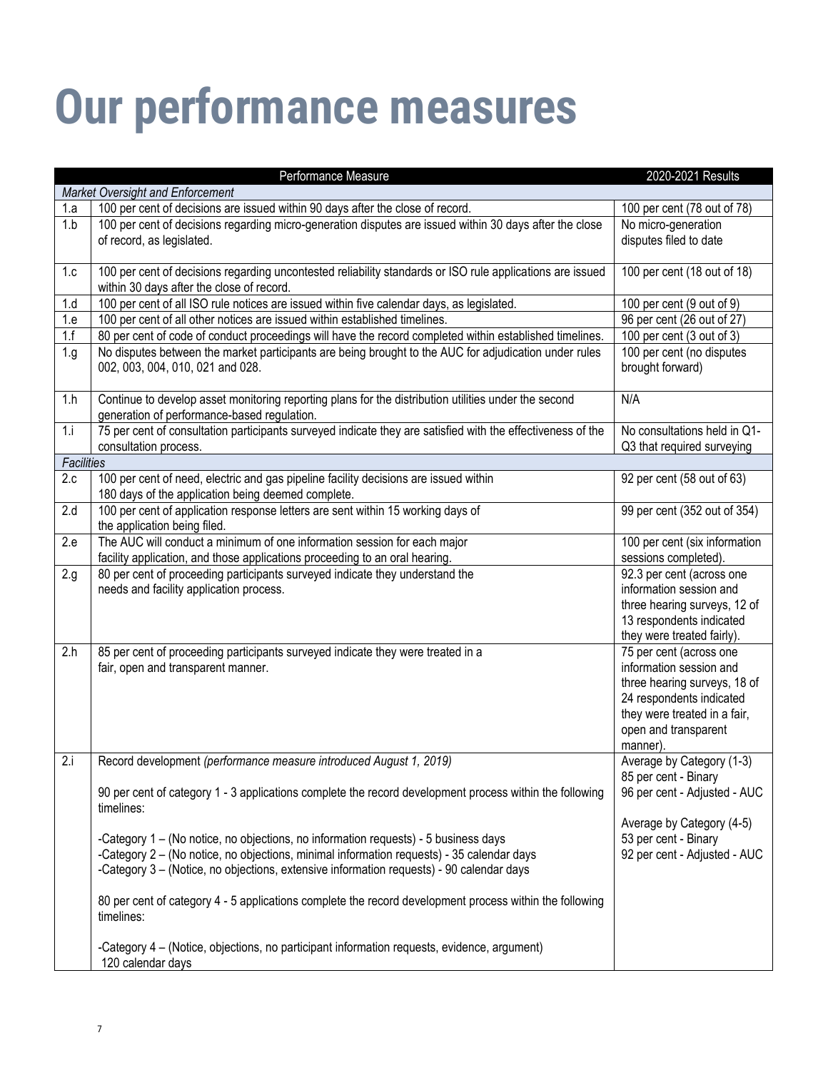# Our performance measures

| | Performance Measure | 2020-2021 Results |
|---|---|---|
| *Market Oversight and Enforcement* | | |
| 1.a | 100 per cent of decisions are issued within 90 days after the close of record. | 100 per cent (78 out of 78) |
| 1.b | 100 per cent of decisions regarding micro-generation disputes are issued within 30 days after the close of record, as legislated. | No micro-generation disputes filed to date |
| 1.c | 100 per cent of decisions regarding uncontested reliability standards or ISO rule applications are issued within 30 days after the close of record. | 100 per cent (18 out of 18) |
| 1.d | 100 per cent of all ISO rule notices are issued within five calendar days, as legislated. | 100 per cent (9 out of 9) |
| 1.e | 100 per cent of all other notices are issued within established timelines. | 96 per cent (26 out of 27) |
| 1.f | 80 per cent of code of conduct proceedings will have the record completed within established timelines. | 100 per cent (3 out of 3) |
| 1.g | No disputes between the market participants are being brought to the AUC for adjudication under rules 002, 003, 004, 010, 021 and 028. | 100 per cent (no disputes brought forward) |
| 1.h | Continue to develop asset monitoring reporting plans for the distribution utilities under the second generation of performance-based regulation. | N/A |
| 1.i | 75 per cent of consultation participants surveyed indicate they are satisfied with the effectiveness of the consultation process. | No consultations held in Q1-Q3 that required surveying |
| *Facilities* | | |
| 2.c | 100 per cent of need, electric and gas pipeline facility decisions are issued within 180 days of the application being deemed complete. | 92 per cent (58 out of 63) |
| 2.d | 100 per cent of application response letters are sent within 15 working days of the application being filed. | 99 per cent (352 out of 354) |
| 2.e | The AUC will conduct a minimum of one information session for each major facility application, and those applications proceeding to an oral hearing. | 100 per cent (six information sessions completed). |
| 2.g | 80 per cent of proceeding participants surveyed indicate they understand the needs and facility application process. | 92.3 per cent (across one information session and three hearing surveys, 12 of 13 respondents indicated they were treated fairly). |
| 2.h | 85 per cent of proceeding participants surveyed indicate they were treated in a fair, open and transparent manner. | 75 per cent (across one information session and three hearing surveys, 18 of 24 respondents indicated they were treated in a fair, open and transparent manner). |
| 2.i | Record development *(performance measure introduced August 1, 2019)*<br><br>90 per cent of category 1 - 3 applications complete the record development process within the following timelines:<br><br>-Category 1 – (No notice, no objections, no information requests) - 5 business days<br>-Category 2 – (No notice, no objections, minimal information requests) - 35 calendar days<br>-Category 3 – (Notice, no objections, extensive information requests) - 90 calendar days<br><br>80 per cent of category 4 - 5 applications complete the record development process within the following timelines:<br><br>-Category 4 – (Notice, objections, no participant information requests, evidence, argument) 120 calendar days | Average by Category (1-3)<br>85 per cent - Binary<br>96 per cent - Adjusted - AUC<br><br>Average by Category (4-5)<br>53 per cent - Binary<br>92 per cent - Adjusted - AUC |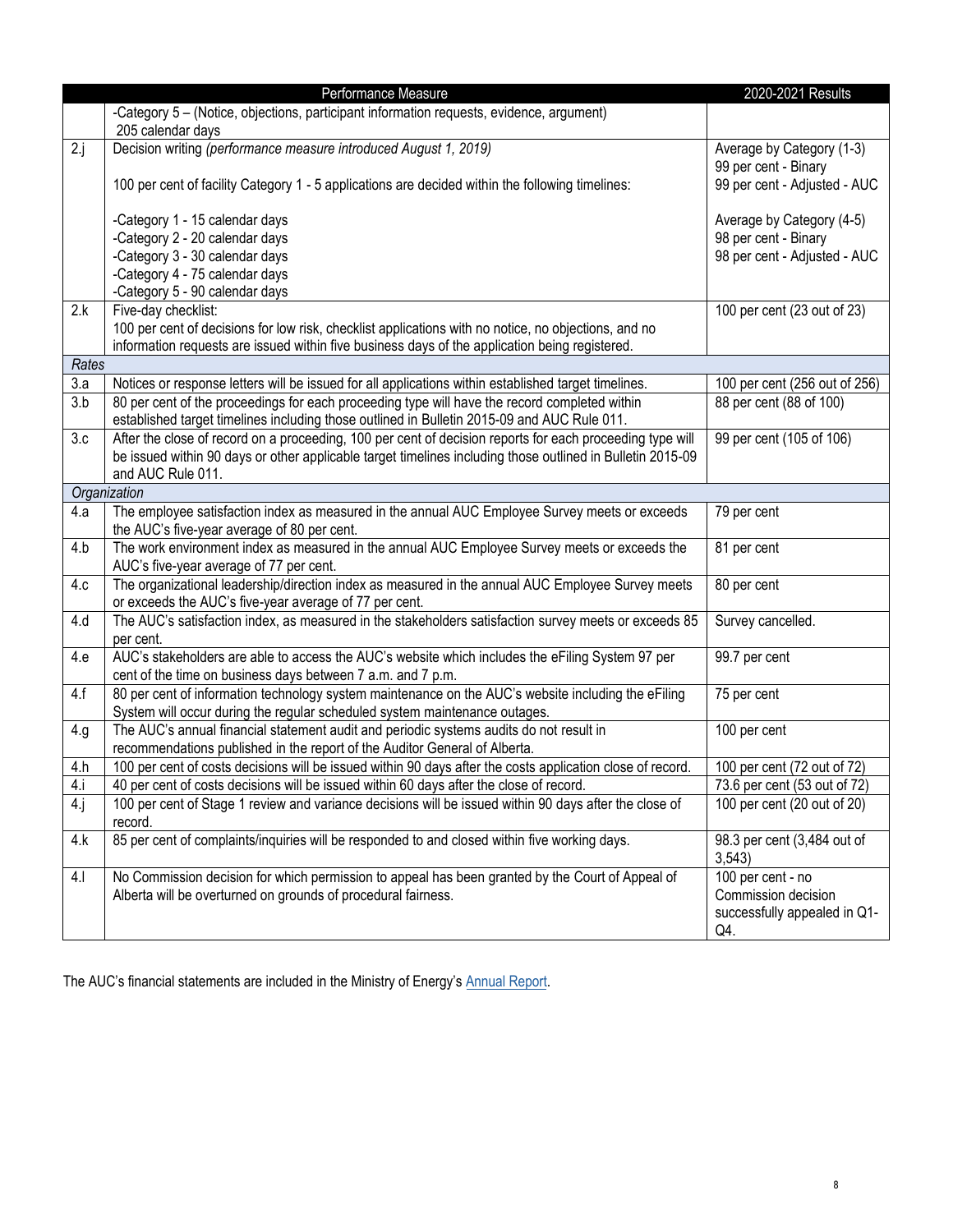| | Performance Measure | 2020-2021 Results |
|---|---|---|
| | -Category 5 – (Notice, objections, participant information requests, evidence, argument) 205 calendar days | |
| 2.j | Decision writing *(performance measure introduced August 1, 2019)*<br><br>100 per cent of facility Category 1 - 5 applications are decided within the following timelines:<br><br>-Category 1 - 15 calendar days<br>-Category 2 - 20 calendar days<br>-Category 3 - 30 calendar days<br>-Category 4 - 75 calendar days<br>-Category 5 - 90 calendar days | Average by Category (1-3)<br>99 per cent - Binary<br>99 per cent - Adjusted - AUC<br><br>Average by Category (4-5)<br>98 per cent - Binary<br>98 per cent - Adjusted - AUC |
| 2.k | Five-day checklist:<br>100 per cent of decisions for low risk, checklist applications with no notice, no objections, and no information requests are issued within five business days of the application being registered. | 100 per cent (23 out of 23) |
| *Rates* | | |
| 3.a | Notices or response letters will be issued for all applications within established target timelines. | 100 per cent (256 out of 256) |
| 3.b | 80 per cent of the proceedings for each proceeding type will have the record completed within established target timelines including those outlined in Bulletin 2015-09 and AUC Rule 011. | 88 per cent (88 of 100) |
| 3.c | After the close of record on a proceeding, 100 per cent of decision reports for each proceeding type will be issued within 90 days or other applicable target timelines including those outlined in Bulletin 2015-09 and AUC Rule 011. | 99 per cent (105 of 106) |
| *Organization* | | |
| 4.a | The employee satisfaction index as measured in the annual AUC Employee Survey meets or exceeds the AUC's five-year average of 80 per cent. | 79 per cent |
| 4.b | The work environment index as measured in the annual AUC Employee Survey meets or exceeds the AUC's five-year average of 77 per cent. | 81 per cent |
| 4.c | The organizational leadership/direction index as measured in the annual AUC Employee Survey meets or exceeds the AUC's five-year average of 77 per cent. | 80 per cent |
| 4.d | The AUC's satisfaction index, as measured in the stakeholders satisfaction survey meets or exceeds 85 per cent. | Survey cancelled. |
| 4.e | AUC's stakeholders are able to access the AUC's website which includes the eFiling System 97 per cent of the time on business days between 7 a.m. and 7 p.m. | 99.7 per cent |
| 4.f | 80 per cent of information technology system maintenance on the AUC's website including the eFiling System will occur during the regular scheduled system maintenance outages. | 75 per cent |
| 4.g | The AUC's annual financial statement audit and periodic systems audits do not result in recommendations published in the report of the Auditor General of Alberta. | 100 per cent |
| 4.h | 100 per cent of costs decisions will be issued within 90 days after the costs application close of record. | 100 per cent (72 out of 72) |
| 4.i | 40 per cent of costs decisions will be issued within 60 days after the close of record. | 73.6 per cent (53 out of 72) |
| 4.j | 100 per cent of Stage 1 review and variance decisions will be issued within 90 days after the close of record. | 100 per cent (20 out of 20) |
| 4.k | 85 per cent of complaints/inquiries will be responded to and closed within five working days. | 98.3 per cent (3,484 out of 3,543) |
| 4.l | No Commission decision for which permission to appeal has been granted by the Court of Appeal of Alberta will be overturned on grounds of procedural fairness. | 100 per cent - no Commission decision successfully appealed in Q1-Q4. |

The AUC's financial statements are included in the Ministry of Energy's Annual Report.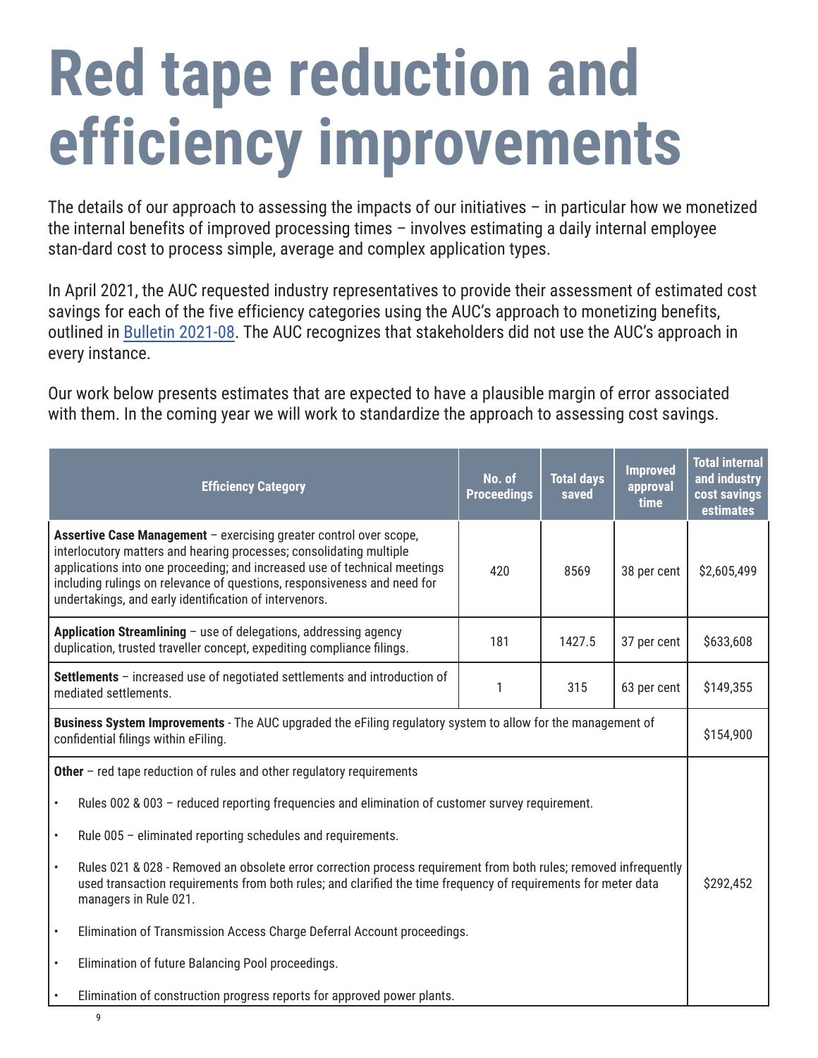# Red tape reduction and efficiency improvements

The details of our approach to assessing the impacts of our initiatives – in particular how we monetized the internal benefits of improved processing times – involves estimating a daily internal employee stan-dard cost to process simple, average and complex application types.

In April 2021, the AUC requested industry representatives to provide their assessment of estimated cost savings for each of the five efficiency categories using the AUC's approach to monetizing benefits, outlined in Bulletin 2021-08. The AUC recognizes that stakeholders did not use the AUC's approach in every instance.

Our work below presents estimates that are expected to have a plausible margin of error associated with them. In the coming year we will work to standardize the approach to assessing cost savings.

| Efficiency Category | No. of Proceedings | Total days saved | Improved approval time | Total internal and industry cost savings estimates |
|---|---|---|---|---|
| **Assertive Case Management** – exercising greater control over scope, interlocutory matters and hearing processes; consolidating multiple applications into one proceeding; and increased use of technical meetings including rulings on relevance of questions, responsiveness and need for undertakings, and early identification of intervenors. | 420 | 8569 | 38 per cent | $2,605,499 |
| **Application Streamlining** – use of delegations, addressing agency duplication, trusted traveller concept, expediting compliance filings. | 181 | 1427.5 | 37 per cent | $633,608 |
| **Settlements** – increased use of negotiated settlements and introduction of mediated settlements. | 1 | 315 | 63 per cent | $149,355 |
| **Business System Improvements** - The AUC upgraded the eFiling regulatory system to allow for the management of confidential filings within eFiling. | | | | $154,900 |
| **Other** – red tape reduction of rules and other regulatory requirements<br>• Rules 002 & 003 – reduced reporting frequencies and elimination of customer survey requirement.<br>• Rule 005 – eliminated reporting schedules and requirements.<br>• Rules 021 & 028 - Removed an obsolete error correction process requirement from both rules; removed infrequently used transaction requirements from both rules; and clarified the time frequency of requirements for meter data managers in Rule 021.<br>• Elimination of Transmission Access Charge Deferral Account proceedings.<br>• Elimination of future Balancing Pool proceedings.<br>• Elimination of construction progress reports for approved power plants. | | | | $292,452 |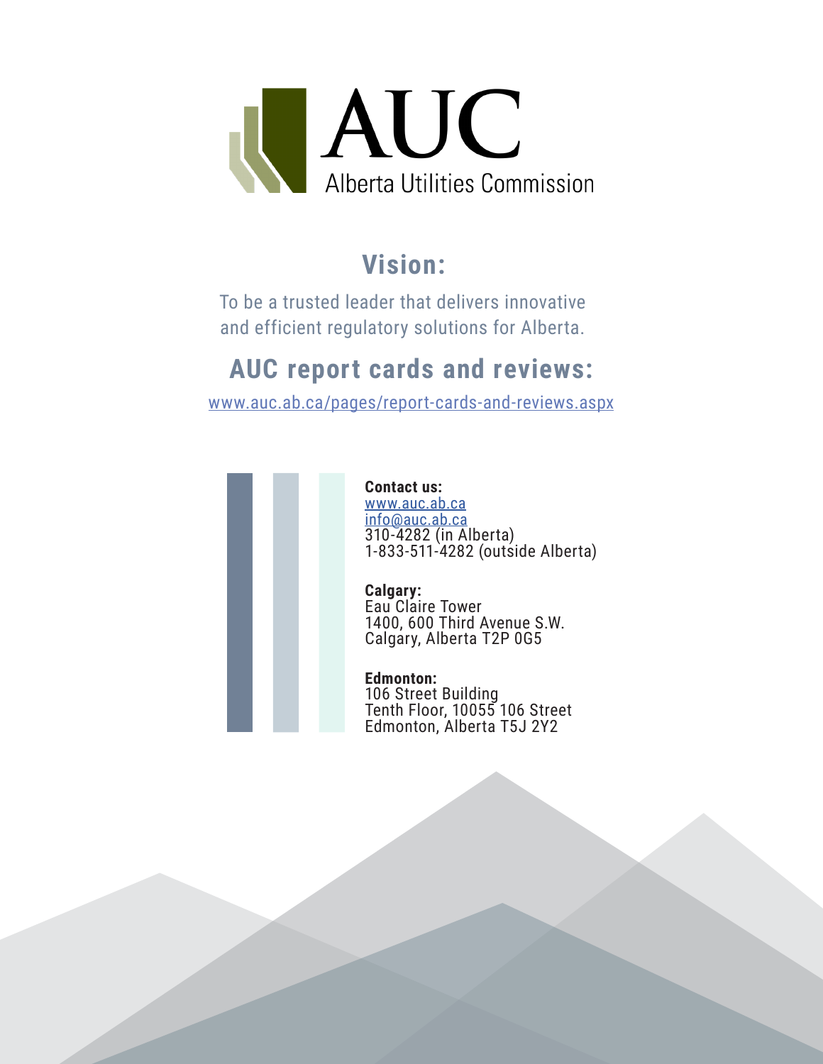AUC

Alberta Utilities Commission

## Vision:

To be a trusted leader that delivers innovative and efficient regulatory solutions for Alberta.

## AUC report cards and reviews:

www.auc.ab.ca/pages/report-cards-and-reviews.aspx

**Contact us:**
www.auc.ab.ca
info@auc.ab.ca
310-4282 (in Alberta)
1-833-511-4282 (outside Alberta)

**Calgary:**
Eau Claire Tower
1400, 600 Third Avenue S.W.
Calgary, Alberta T2P 0G5

**Edmonton:**
106 Street Building
Tenth Floor, 10055 106 Street
Edmonton, Alberta T5J 2Y2